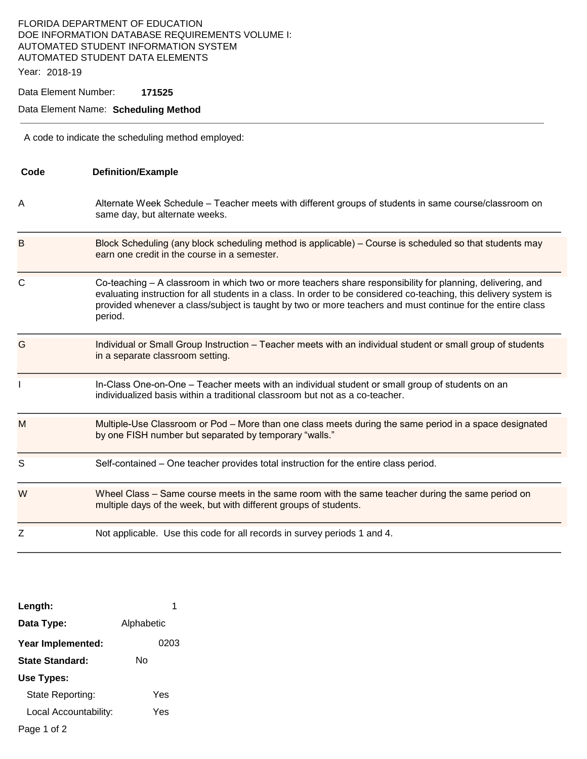FLORIDA DEPARTMENT OF EDUCATION
DOE INFORMATION DATABASE REQUIREMENTS VOLUME I:
AUTOMATED STUDENT INFORMATION SYSTEM
AUTOMATED STUDENT DATA ELEMENTS

Year: 2018-19

Data Element Number: **171525**

Data Element Name: **Scheduling Method**

---

A code to indicate the scheduling method employed:

| Code | Definition/Example |
|---|---|
| A | Alternate Week Schedule – Teacher meets with different groups of students in same course/classroom on same day, but alternate weeks. |
| B | Block Scheduling (any block scheduling method is applicable) – Course is scheduled so that students may earn one credit in the course in a semester. |
| C | Co-teaching – A classroom in which two or more teachers share responsibility for planning, delivering, and evaluating instruction for all students in a class. In order to be considered co-teaching, this delivery system is provided whenever a class/subject is taught by two or more teachers and must continue for the entire class period. |
| G | Individual or Small Group Instruction – Teacher meets with an individual student or small group of students in a separate classroom setting. |
| I | In-Class One-on-One – Teacher meets with an individual student or small group of students on an individualized basis within a traditional classroom but not as a co-teacher. |
| M | Multiple-Use Classroom or Pod – More than one class meets during the same period in a space designated by one FISH number but separated by temporary "walls." |
| S | Self-contained – One teacher provides total instruction for the entire class period. |
| W | Wheel Class – Same course meets in the same room with the same teacher during the same period on multiple days of the week, but with different groups of students. |
| Z | Not applicable. Use this code for all records in survey periods 1 and 4. |

**Length:** 1

**Data Type:** Alphabetic

**Year Implemented:** 0203

**State Standard:** No

**Use Types:**

State Reporting: Yes

Local Accountability: Yes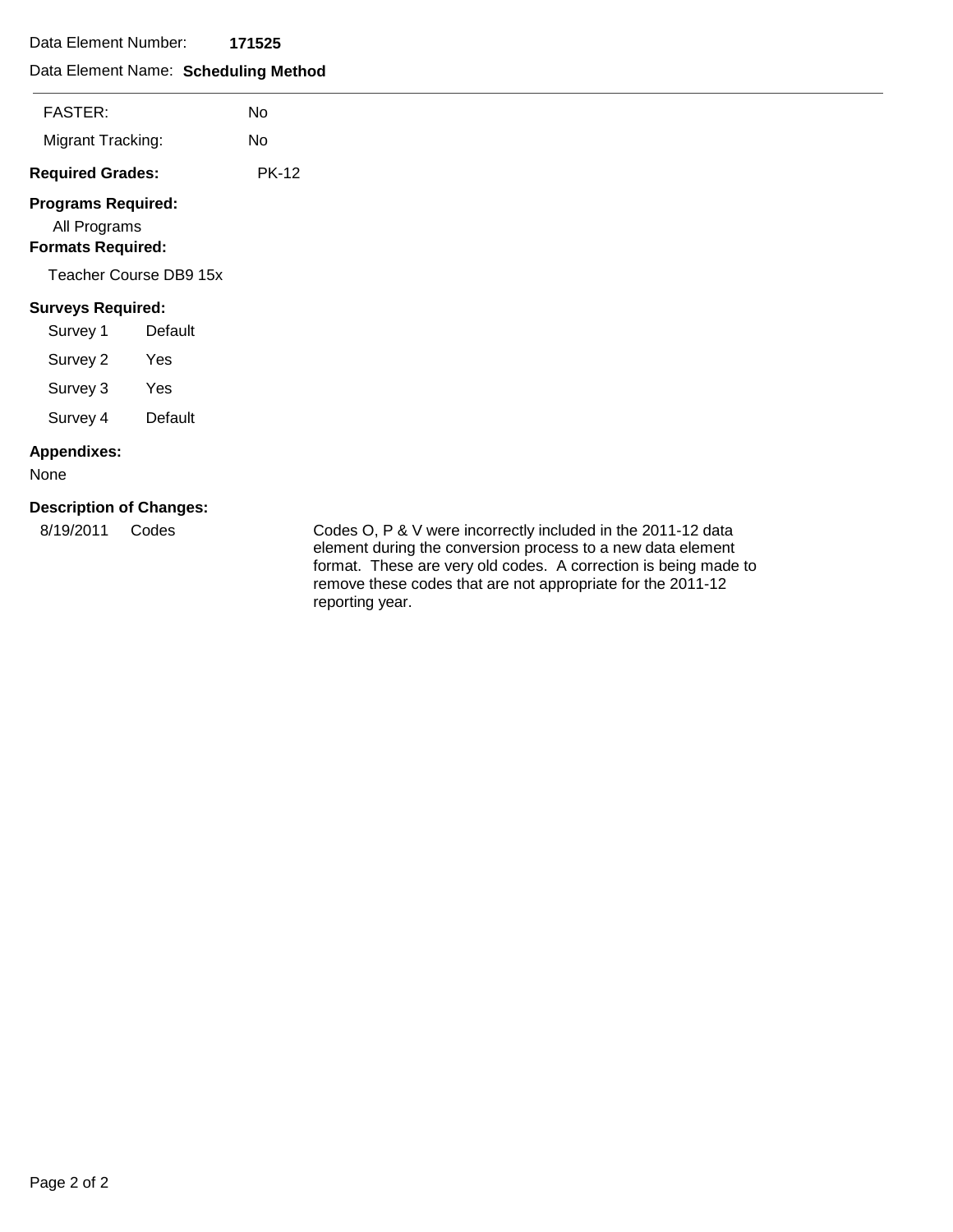Data Element Number: **171525**

Data Element Name: **Scheduling Method**

---

FASTER: No

Migrant Tracking: No

**Required Grades:** PK-12

**Programs Required:**

All Programs

**Formats Required:**

Teacher Course DB9 15x

**Surveys Required:**

| | |
|---|---|
| Survey 1 | Default |
| Survey 2 | Yes |
| Survey 3 | Yes |
| Survey 4 | Default |

**Appendixes:**

None

**Description of Changes:**

| | | |
|---|---|---|
| 8/19/2011 | Codes | Codes O, P & V were incorrectly included in the 2011-12 data element during the conversion process to a new data element format. These are very old codes. A correction is being made to remove these codes that are not appropriate for the 2011-12 reporting year. |